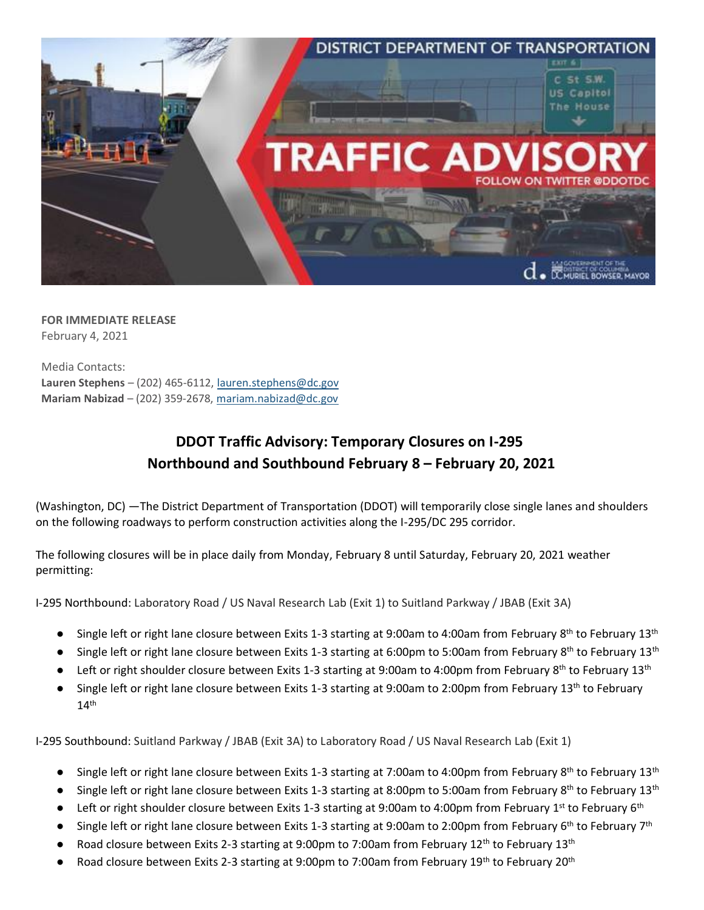**FOR IMMEDIATE RELEASE**
February 4, 2021

Media Contacts:
**Lauren Stephens** – (202) 465-6112, lauren.stephens@dc.gov
**Mariam Nabizad** – (202) 359-2678, mariam.nabizad@dc.gov

## DDOT Traffic Advisory: Temporary Closures on I-295 Northbound and Southbound February 8 – February 20, 2021

(Washington, DC) —The District Department of Transportation (DDOT) will temporarily close single lanes and shoulders on the following roadways to perform construction activities along the I-295/DC 295 corridor.

The following closures will be in place daily from Monday, February 8 until Saturday, February 20, 2021 weather permitting:

I-295 Northbound: Laboratory Road / US Naval Research Lab (Exit 1) to Suitland Parkway / JBAB (Exit 3A)

- Single left or right lane closure between Exits 1-3 starting at 9:00am to 4:00am from February 8th to February 13th
- Single left or right lane closure between Exits 1-3 starting at 6:00pm to 5:00am from February 8th to February 13th
- Left or right shoulder closure between Exits 1-3 starting at 9:00am to 4:00pm from February 8th to February 13th
- Single left or right lane closure between Exits 1-3 starting at 9:00am to 2:00pm from February 13th to February 14th

I-295 Southbound: Suitland Parkway / JBAB (Exit 3A) to Laboratory Road / US Naval Research Lab (Exit 1)

- Single left or right lane closure between Exits 1-3 starting at 7:00am to 4:00pm from February 8th to February 13th
- Single left or right lane closure between Exits 1-3 starting at 8:00pm to 5:00am from February 8th to February 13th
- Left or right shoulder closure between Exits 1-3 starting at 9:00am to 4:00pm from February 1st to February 6th
- Single left or right lane closure between Exits 1-3 starting at 9:00am to 2:00pm from February 6th to February 7th
- Road closure between Exits 2-3 starting at 9:00pm to 7:00am from February 12th to February 13th
- Road closure between Exits 2-3 starting at 9:00pm to 7:00am from February 19th to February 20th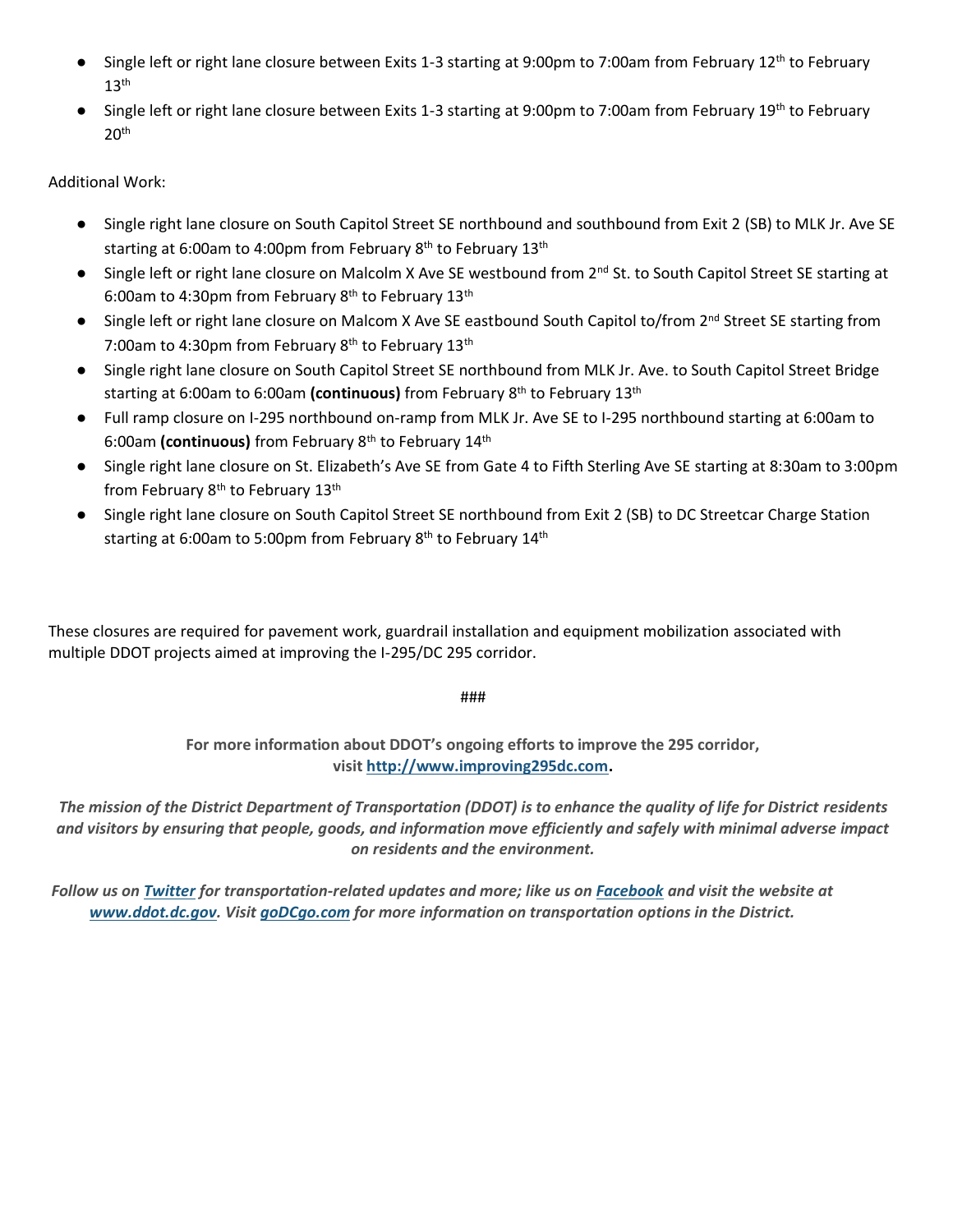- Single left or right lane closure between Exits 1-3 starting at 9:00pm to 7:00am from February 12th to February 13th
- Single left or right lane closure between Exits 1-3 starting at 9:00pm to 7:00am from February 19th to February 20th

Additional Work:

- Single right lane closure on South Capitol Street SE northbound and southbound from Exit 2 (SB) to MLK Jr. Ave SE starting at 6:00am to 4:00pm from February 8th to February 13th
- Single left or right lane closure on Malcolm X Ave SE westbound from 2nd St. to South Capitol Street SE starting at 6:00am to 4:30pm from February 8th to February 13th
- Single left or right lane closure on Malcom X Ave SE eastbound South Capitol to/from 2nd Street SE starting from 7:00am to 4:30pm from February 8th to February 13th
- Single right lane closure on South Capitol Street SE northbound from MLK Jr. Ave. to South Capitol Street Bridge starting at 6:00am to 6:00am **(continuous)** from February 8th to February 13th
- Full ramp closure on I-295 northbound on-ramp from MLK Jr. Ave SE to I-295 northbound starting at 6:00am to 6:00am **(continuous)** from February 8th to February 14th
- Single right lane closure on St. Elizabeth's Ave SE from Gate 4 to Fifth Sterling Ave SE starting at 8:30am to 3:00pm from February 8th to February 13th
- Single right lane closure on South Capitol Street SE northbound from Exit 2 (SB) to DC Streetcar Charge Station starting at 6:00am to 5:00pm from February 8th to February 14th

These closures are required for pavement work, guardrail installation and equipment mobilization associated with multiple DDOT projects aimed at improving the I-295/DC 295 corridor.

###

**For more information about DDOT's ongoing efforts to improve the 295 corridor, visit [http://www.improving295dc.com](http://www.improving295dc.com).**

***The mission of the District Department of Transportation (DDOT) is to enhance the quality of life for District residents and visitors by ensuring that people, goods, and information move efficiently and safely with minimal adverse impact on residents and the environment.***

***Follow us on Twitter for transportation-related updates and more; like us on Facebook and visit the website at www.ddot.dc.gov. Visit goDCgo.com for more information on transportation options in the District.***